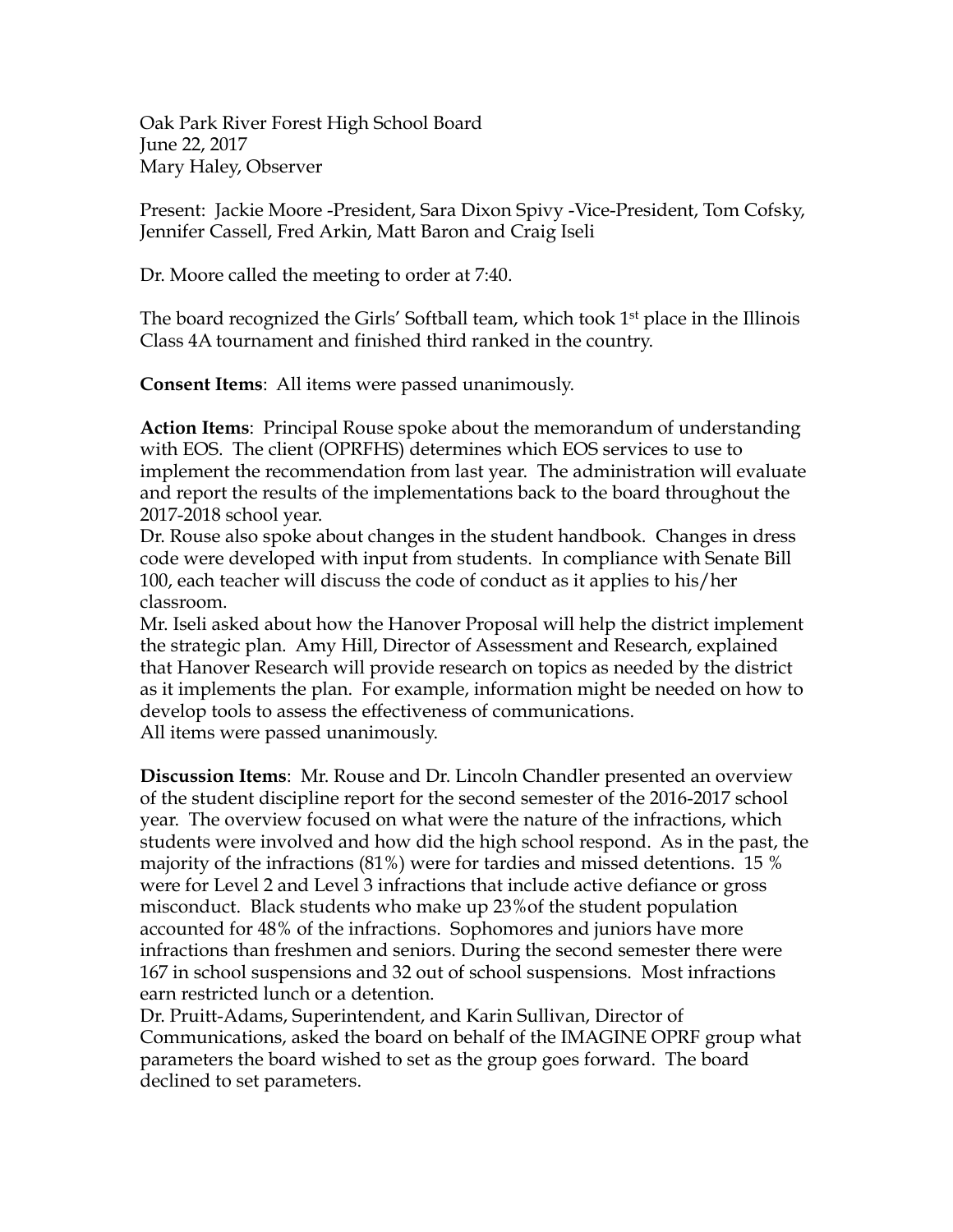Oak Park River Forest High School Board
June 22, 2017
Mary Haley, Observer

Present: Jackie Moore -President, Sara Dixon Spivy -Vice-President, Tom Cofsky, Jennifer Cassell, Fred Arkin, Matt Baron and Craig Iseli

Dr. Moore called the meeting to order at 7:40.

The board recognized the Girls' Softball team, which took 1st place in the Illinois Class 4A tournament and finished third ranked in the country.

**Consent Items**: All items were passed unanimously.

**Action Items**: Principal Rouse spoke about the memorandum of understanding with EOS. The client (OPRFHS) determines which EOS services to use to implement the recommendation from last year. The administration will evaluate and report the results of the implementations back to the board throughout the 2017-2018 school year.
Dr. Rouse also spoke about changes in the student handbook. Changes in dress code were developed with input from students. In compliance with Senate Bill 100, each teacher will discuss the code of conduct as it applies to his/her classroom.
Mr. Iseli asked about how the Hanover Proposal will help the district implement the strategic plan. Amy Hill, Director of Assessment and Research, explained that Hanover Research will provide research on topics as needed by the district as it implements the plan. For example, information might be needed on how to develop tools to assess the effectiveness of communications.
All items were passed unanimously.

**Discussion Items**: Mr. Rouse and Dr. Lincoln Chandler presented an overview of the student discipline report for the second semester of the 2016-2017 school year. The overview focused on what were the nature of the infractions, which students were involved and how did the high school respond. As in the past, the majority of the infractions (81%) were for tardies and missed detentions. 15 % were for Level 2 and Level 3 infractions that include active defiance or gross misconduct. Black students who make up 23%of the student population accounted for 48% of the infractions. Sophomores and juniors have more infractions than freshmen and seniors. During the second semester there were 167 in school suspensions and 32 out of school suspensions. Most infractions earn restricted lunch or a detention.
Dr. Pruitt-Adams, Superintendent, and Karin Sullivan, Director of Communications, asked the board on behalf of the IMAGINE OPRF group what parameters the board wished to set as the group goes forward. The board declined to set parameters.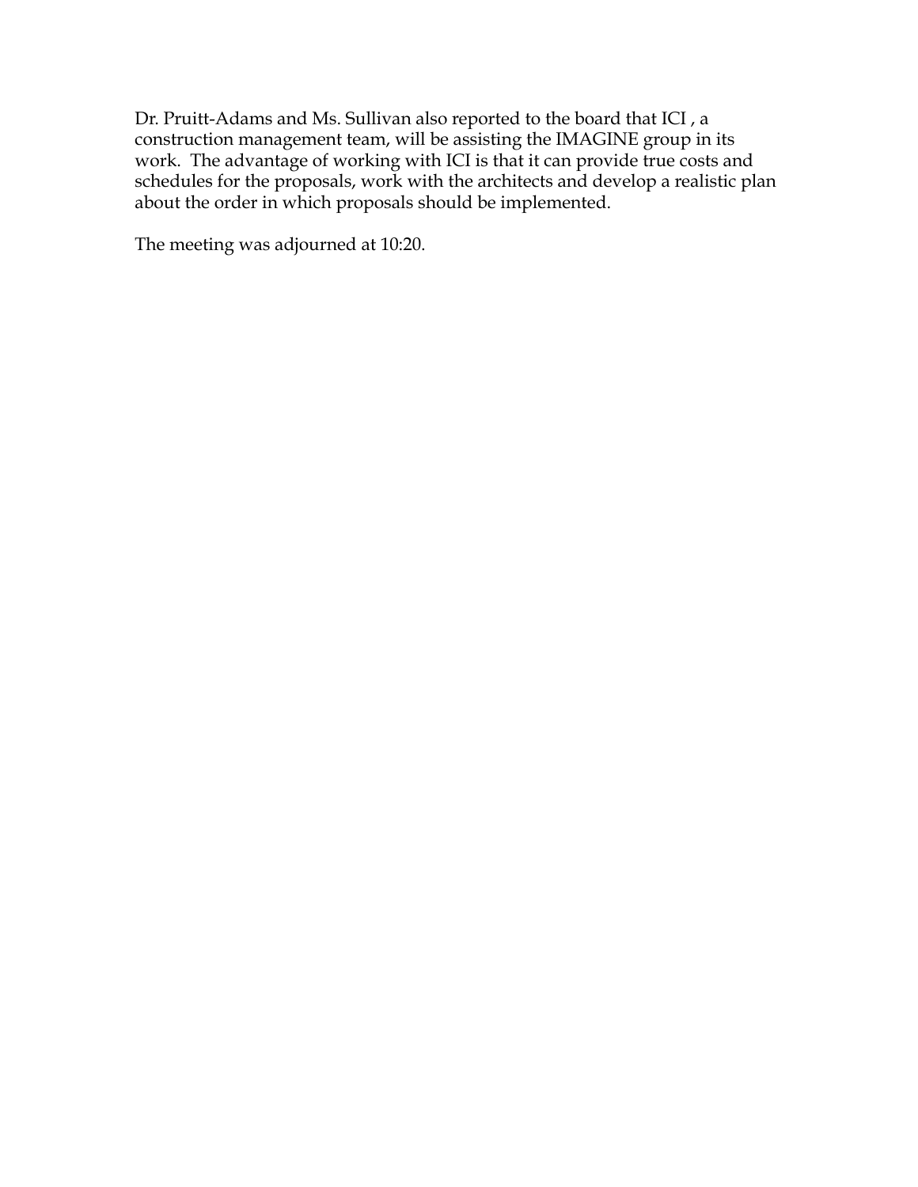Dr. Pruitt-Adams and Ms. Sullivan also reported to the board that ICI , a construction management team, will be assisting the IMAGINE group in its work. The advantage of working with ICI is that it can provide true costs and schedules for the proposals, work with the architects and develop a realistic plan about the order in which proposals should be implemented.

The meeting was adjourned at 10:20.